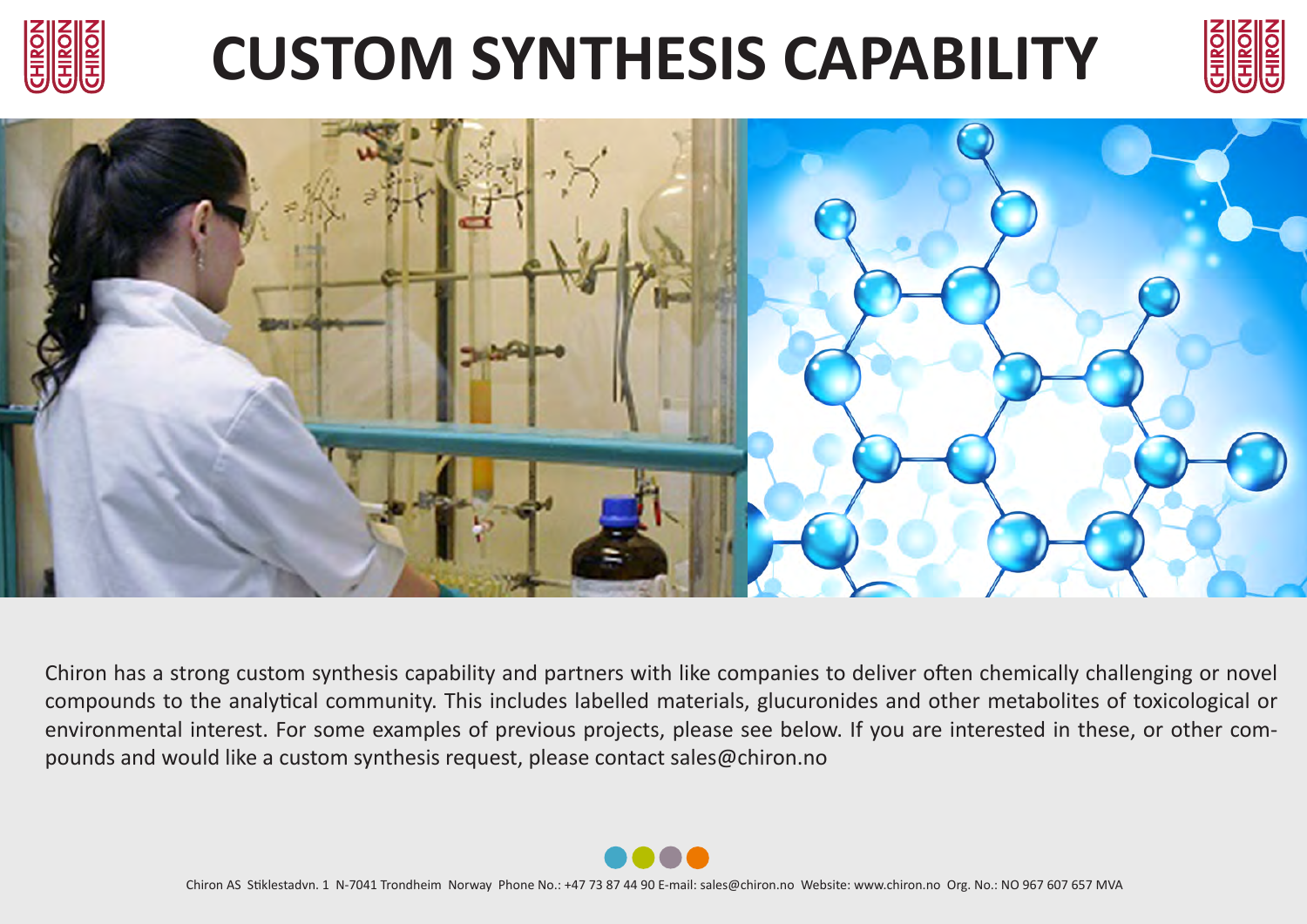# CUSTOM SYNTHESIS CAPABILITY

Chiron has a strong custom synthesis capability and partners with like companies to deliver often chemically challenging or novel compounds to the analytical community. This includes labelled materials, glucuronides and other metabolites of toxicological or environmental interest. For some examples of previous projects, please see below. If you are interested in these, or other compounds and would like a custom synthesis request, please contact sales@chiron.no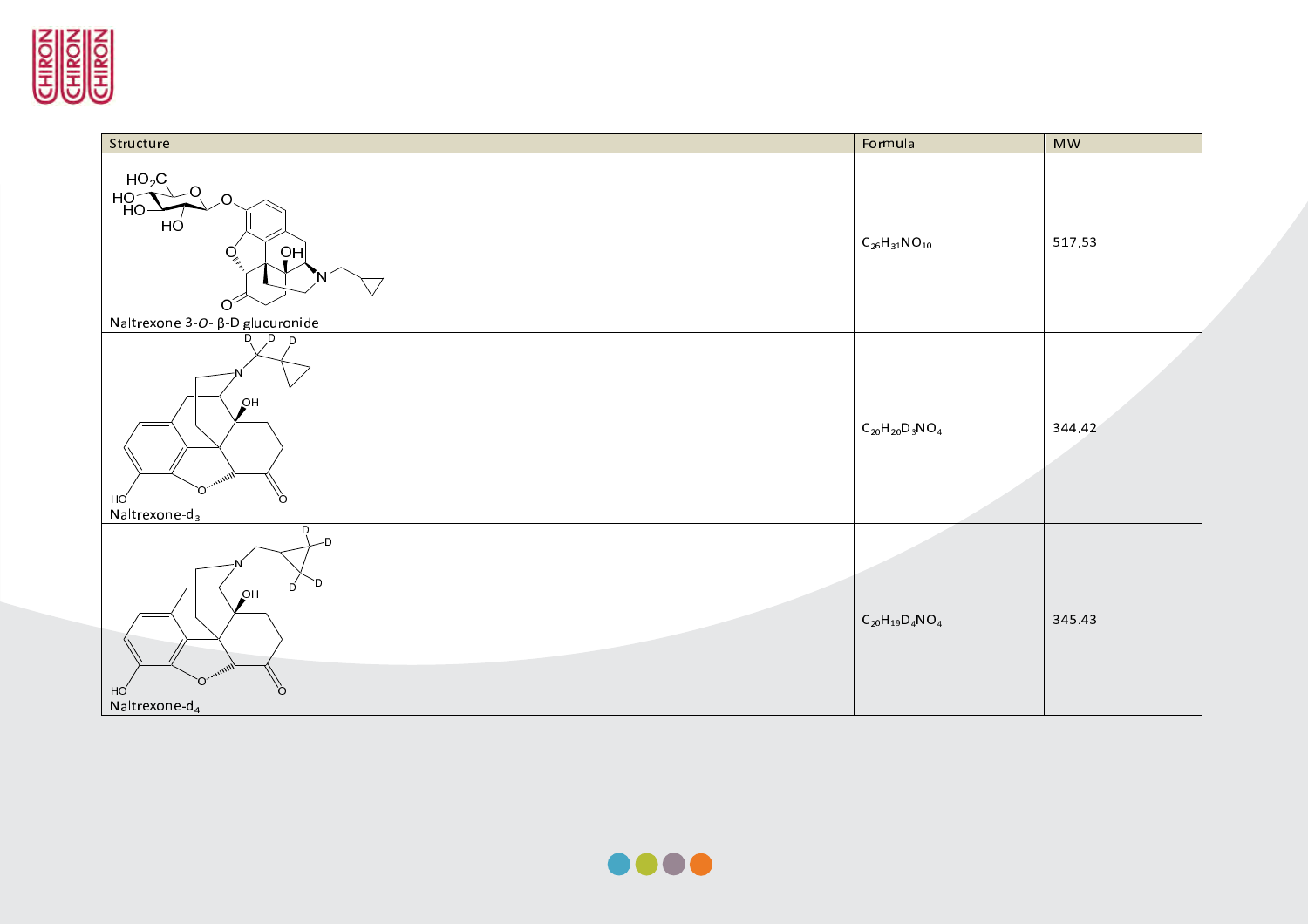| Structure | Formula | MW |
|---|---|---|
| Naltrexone 3-*O*- β-D glucuronide | $C_{26}H_{31}NO_{10}$ | 517.53 |
| Naltrexone-d$_3$ | $C_{20}H_{20}D_3NO_4$ | 344.42 |
| Naltrexone-d$_4$ | $C_{20}H_{19}D_4NO_4$ | 345.43 |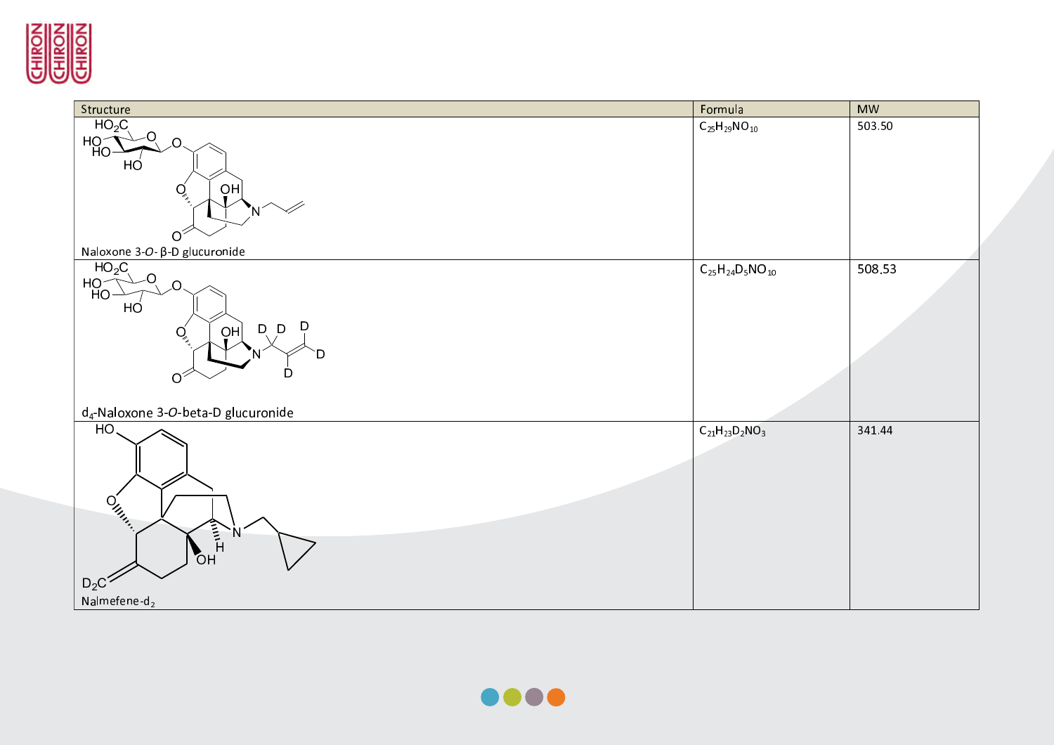| Structure | Formula | MW |
|---|---|---|
| Naloxone 3-*O*-β-D glucuronide | $C_{25}H_{29}NO_{10}$ | 503.50 |
| $d_4$-Naloxone 3-*O*-beta-D glucuronide | $C_{25}H_{24}D_5NO_{10}$ | 508.53 |
| Nalmefene-$d_2$ | $C_{21}H_{23}D_2NO_3$ | 341.44 |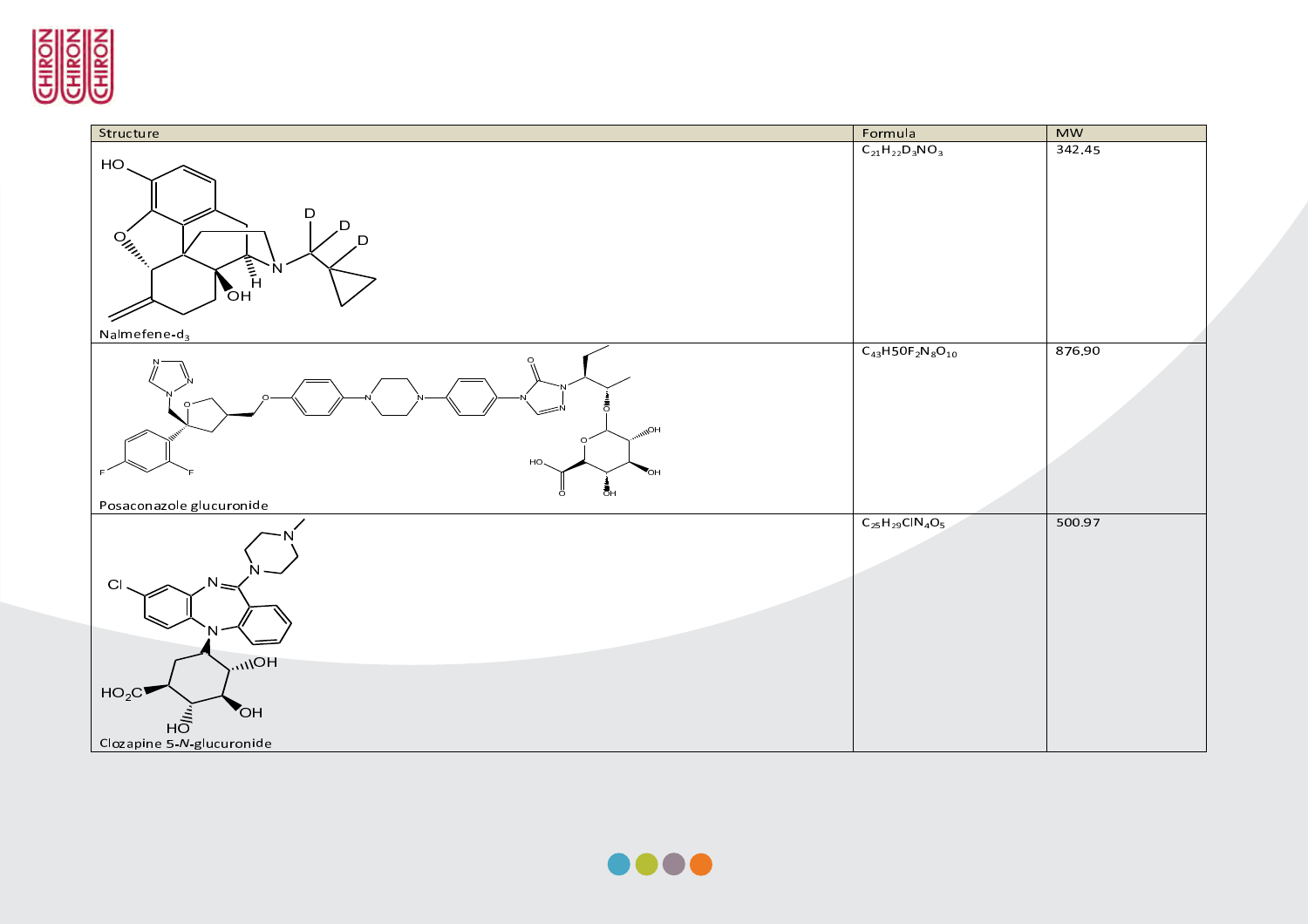| Structure | Formula | MW |
|---|---|---|
| Nalmefene-d$_3$ | $C_{21}H_{22}D_3NO_3$ | 342.45 |
| Posaconazole glucuronide | $C_{43}H50F_2N_8O_{10}$ | 876.90 |
| Clozapine 5-*N*-glucuronide | $C_{25}H_{29}ClN_4O_5$ | 500.97 |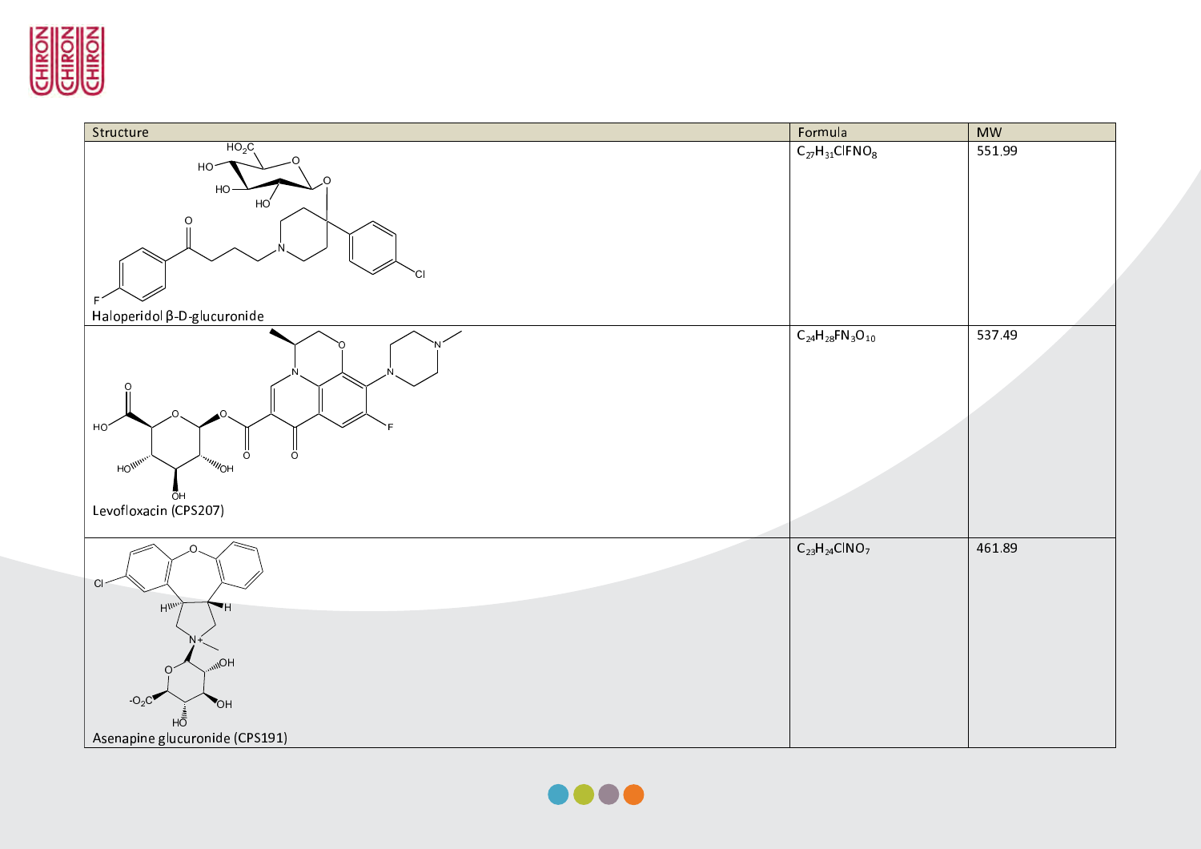| Structure | Formula | MW |
|---|---|---|
| Haloperidol β-D-glucuronide | $C_{27}H_{31}ClFNO_8$ | 551.99 |
| Levofloxacin (CPS207) | $C_{24}H_{28}FN_3O_{10}$ | 537.49 |
| Asenapine glucuronide (CPS191) | $C_{23}H_{24}ClNO_7$ | 461.89 |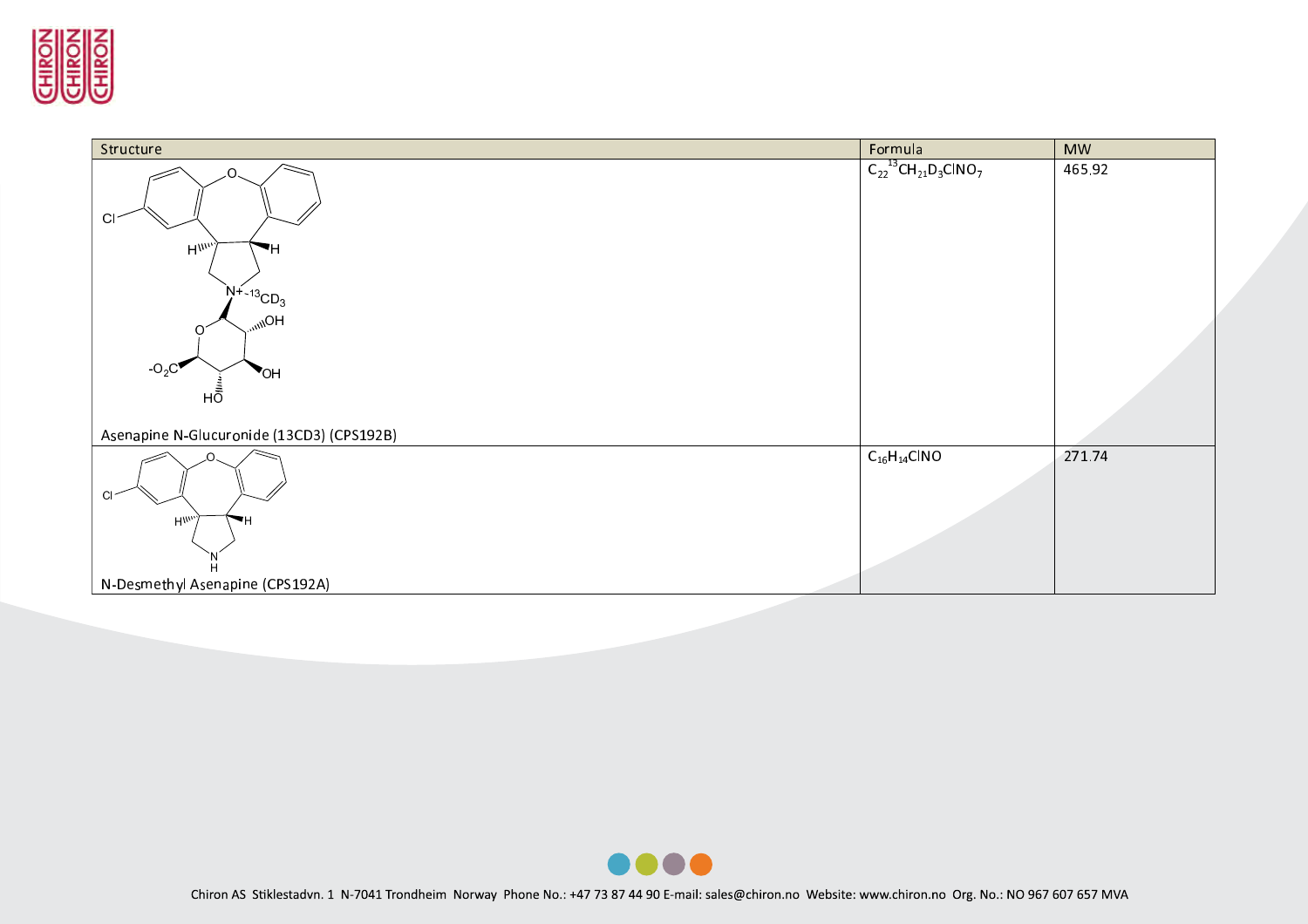| Structure | Formula | MW |
| --- | --- | --- |
| Asenapine N-Glucuronide (13CD3) (CPS192B) | $C_{22}{}^{13}CH_{21}D_3ClNO_7$ | 465.92 |
| N-Desmethyl Asenapine (CPS192A) | $C_{16}H_{14}ClNO$ | 271.74 |

Chiron AS Stiklestadvn. 1 N-7041 Trondheim Norway Phone No.: +47 73 87 44 90 E-mail: sales@chiron.no Website: www.chiron.no Org. No.: NO 967 607 657 MVA